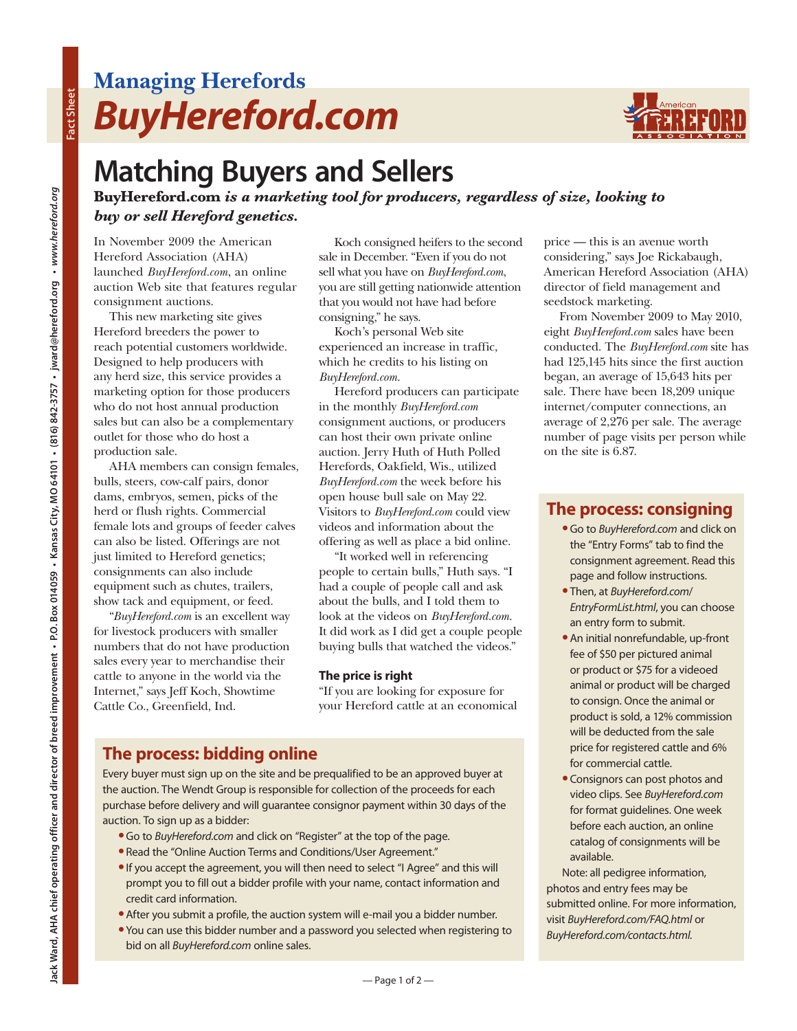# Managing Herefords

# *BuyHereford.com*

## Matching Buyers and Sellers

***BuyHereford.com is a marketing tool for producers, regardless of size, looking to buy or sell Hereford genetics.***

In November 2009 the American Hereford Association (AHA) launched *BuyHereford.com*, an online auction Web site that features regular consignment auctions.

This new marketing site gives Hereford breeders the power to reach potential customers worldwide. Designed to help producers with any herd size, this service provides a marketing option for those producers who do not host annual production sales but can also be a complementary outlet for those who do host a production sale.

AHA members can consign females, bulls, steers, cow-calf pairs, donor dams, embryos, semen, picks of the herd or flush rights. Commercial female lots and groups of feeder calves can also be listed. Offerings are not just limited to Hereford genetics; consignments can also include equipment such as chutes, trailers, show tack and equipment, or feed.

"*BuyHereford.com* is an excellent way for livestock producers with smaller numbers that do not have production sales every year to merchandise their cattle to anyone in the world via the Internet," says Jeff Koch, Showtime Cattle Co., Greenfield, Ind.

Koch consigned heifers to the second sale in December. "Even if you do not sell what you have on *BuyHereford.com*, you are still getting nationwide attention that you would not have had before consigning," he says.

Koch's personal Web site experienced an increase in traffic, which he credits to his listing on *BuyHereford.com*.

Hereford producers can participate in the monthly *BuyHereford.com* consignment auctions, or producers can host their own private online auction. Jerry Huth of Huth Polled Herefords, Oakfield, Wis., utilized *BuyHereford.com* the week before his open house bull sale on May 22. Visitors to *BuyHereford.com* could view videos and information about the offering as well as place a bid online.

"It worked well in referencing people to certain bulls," Huth says. "I had a couple of people call and ask about the bulls, and I told them to look at the videos on *BuyHereford.com*. It did work as I did get a couple people buying bulls that watched the videos."

### The price is right

"If you are looking for exposure for your Hereford cattle at an economical price — this is an avenue worth considering," says Joe Rickabaugh, American Hereford Association (AHA) director of field management and seedstock marketing.

From November 2009 to May 2010, eight *BuyHereford.com* sales have been conducted. The *BuyHereford.com* site has had 125,145 hits since the first auction began, an average of 15,643 hits per sale. There have been 18,209 unique internet/computer connections, an average of 2,276 per sale. The average number of page visits per person while on the site is 6.87.

## The process: bidding online

Every buyer must sign up on the site and be prequalified to be an approved buyer at the auction. The Wendt Group is responsible for collection of the proceeds for each purchase before delivery and will guarantee consignor payment within 30 days of the auction. To sign up as a bidder:

- Go to *BuyHereford.com* and click on "Register" at the top of the page.
- Read the "Online Auction Terms and Conditions/User Agreement."
- If you accept the agreement, you will then need to select "I Agree" and this will prompt you to fill out a bidder profile with your name, contact information and credit card information.
- After you submit a profile, the auction system will e-mail you a bidder number.
- You can use this bidder number and a password you selected when registering to bid on all *BuyHereford.com* online sales.

## The process: consigning

- Go to *BuyHereford.com* and click on the "Entry Forms" tab to find the consignment agreement. Read this page and follow instructions.
- Then, at *BuyHereford.com/EntryFormList.html*, you can choose an entry form to submit.
- An initial nonrefundable, up-front fee of $50 per pictured animal or product or $75 for a videoed animal or product will be charged to consign. Once the animal or product is sold, a 12% commission will be deducted from the sale price for registered cattle and 6% for commercial cattle.
- Consignors can post photos and video clips. See *BuyHereford.com* for format guidelines. One week before each auction, an online catalog of consignments will be available.

Note: all pedigree information, photos and entry fees may be submitted online. For more information, visit *BuyHereford.com/FAQ.html* or *BuyHereford.com/contacts.html*.

Jack Ward, AHA chief operating officer and director of breed improvement • P.O. Box 014059 • Kansas City, MO 64101 • (816) 842-3757 • jward@hereford.org • *www.hereford.org*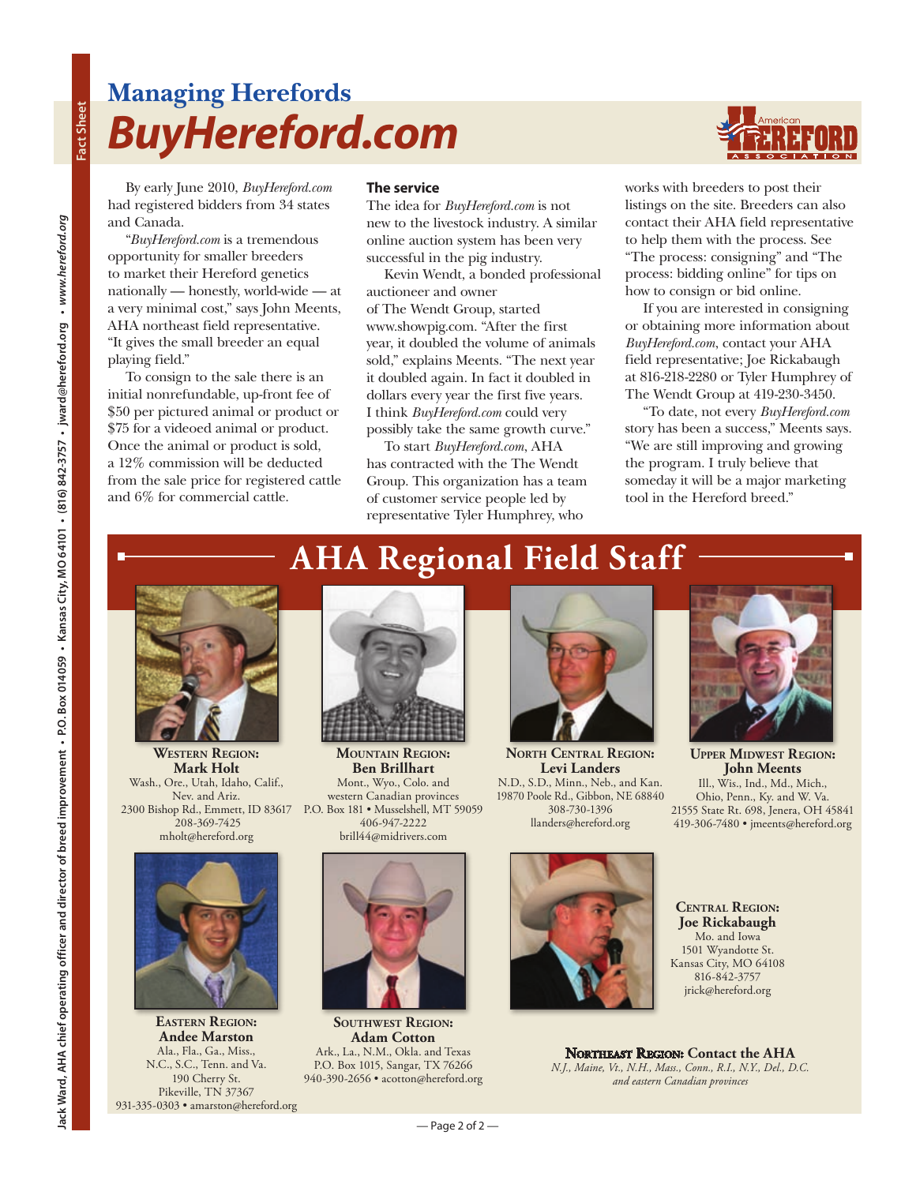# Managing Herefords

# *BuyHereford.com*

By early June 2010, *BuyHereford.com* had registered bidders from 34 states and Canada.

"*BuyHereford.com* is a tremendous opportunity for smaller breeders to market their Hereford genetics nationally — honestly, world-wide — at a very minimal cost," says John Meents, AHA northeast field representative. "It gives the small breeder an equal playing field."

To consign to the sale there is an initial nonrefundable, up-front fee of $50 per pictured animal or product or $75 for a videoed animal or product. Once the animal or product is sold, a 12% commission will be deducted from the sale price for registered cattle and 6% for commercial cattle.

### The service

The idea for *BuyHereford.com* is not new to the livestock industry. A similar online auction system has been very successful in the pig industry.

Kevin Wendt, a bonded professional auctioneer and owner of The Wendt Group, started www.showpig.com. "After the first year, it doubled the volume of animals sold," explains Meents. "The next year it doubled again. In fact it doubled in dollars every year the first five years. I think *BuyHereford.com* could very possibly take the same growth curve."

To start *BuyHereford.com*, AHA has contracted with the The Wendt Group. This organization has a team of customer service people led by representative Tyler Humphrey, who works with breeders to post their listings on the site. Breeders can also contact their AHA field representative to help them with the process. See "The process: consigning" and "The process: bidding online" for tips on how to consign or bid online.

If you are interested in consigning or obtaining more information about *BuyHereford.com*, contact your AHA field representative; Joe Rickabaugh at 816-218-2280 or Tyler Humphrey of The Wendt Group at 419-230-3450.

"To date, not every *BuyHereford.com* story has been a success," Meents says. "We are still improving and growing the program. I truly believe that someday it will be a major marketing tool in the Hereford breed."

## AHA Regional Field Staff

**Western Region:**
**Mark Holt**
Wash., Ore., Utah, Idaho, Calif., Nev. and Ariz.
2300 Bishop Rd., Emmett, ID 83617
208-369-7425
mholt@hereford.org

**Mountain Region:**
**Ben Brillhart**
Mont., Wyo., Colo. and western Canadian provinces
P.O. Box 181 • Musselshell, MT 59059
406-947-2222
brill44@midrivers.com

**North Central Region:**
**Levi Landers**
N.D., S.D., Minn., Neb., and Kan.
19870 Poole Rd., Gibbon, NE 68840
308-730-1396
llanders@hereford.org

**Upper Midwest Region:**
**John Meents**
Ill., Wis., Ind., Md., Mich., Ohio, Penn., Ky. and W. Va.
21555 State Rt. 698, Jenera, OH 45841
419-306-7480 • jmeents@hereford.org

**Eastern Region:**
**Andee Marston**
Ala., Fla., Ga., Miss., N.C., S.C., Tenn. and Va.
190 Cherry St.
Pikeville, TN 37367
931-335-0303 • amarston@hereford.org

**Southwest Region:**
**Adam Cotton**
Ark., La., N.M., Okla. and Texas
P.O. Box 1015, Sangar, TX 76266
940-390-2656 • acotton@hereford.org

**Central Region:**
**Joe Rickabaugh**
Mo. and Iowa
1501 Wyandotte St.
Kansas City, MO 64108
816-842-3757
jrick@hereford.org

**Northeast Region: Contact the AHA**
*N.J., Maine, Vt., N.H., Mass., Conn., R.I., N.Y., Del., D.C. and eastern Canadian provinces*

Jack Ward, AHA chief operating officer and director of breed improvement • P.O. Box 014059 • Kansas City, MO 64101 • (816) 842-3757 • jward@hereford.org • www.hereford.org